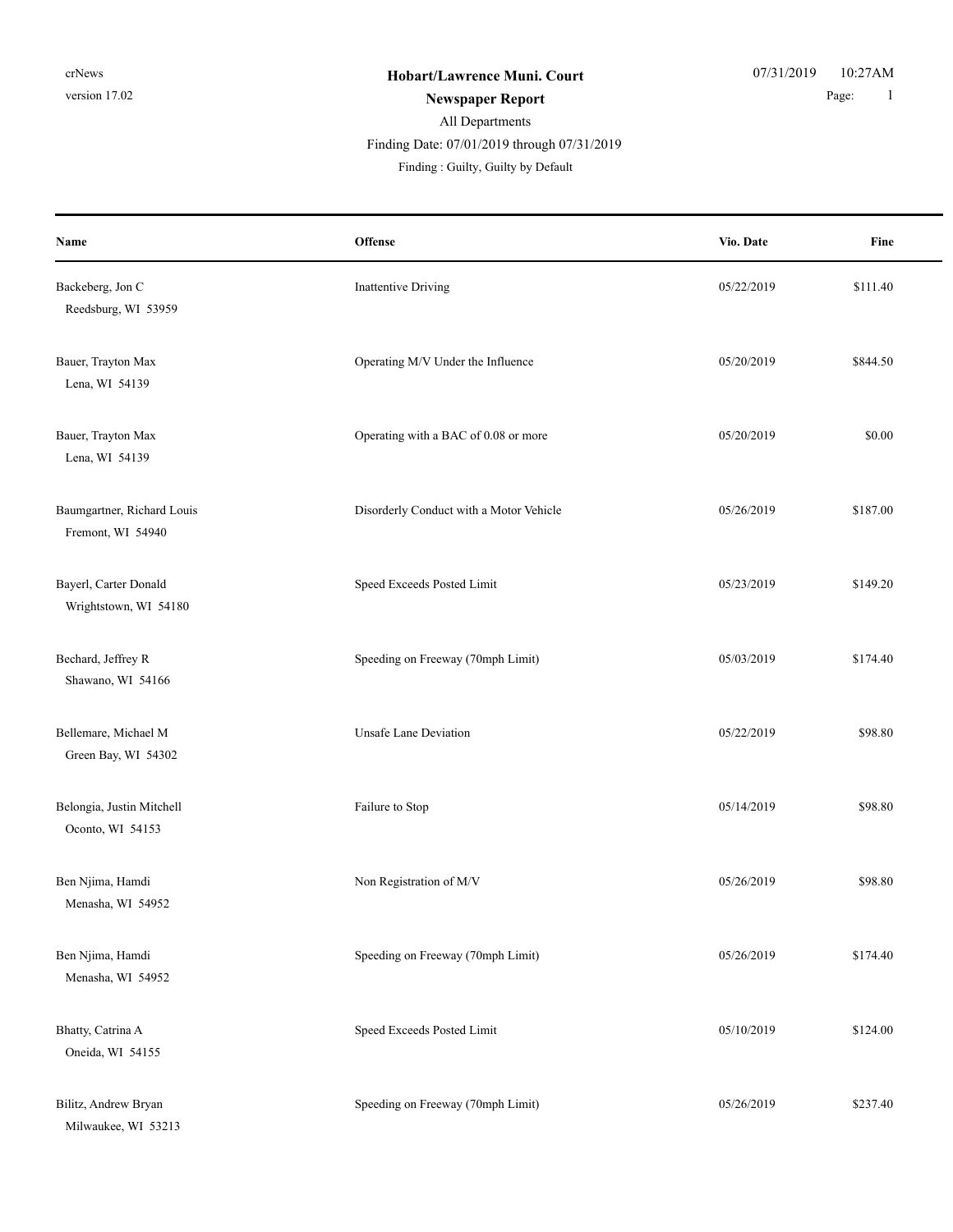**Hobart/Lawrence Muni. Court**

**Newspaper Report**

All Departments

Finding Date: 07/01/2019 through 07/31/2019

Finding : Guilty, Guilty by Default

| Name | Offense | Vio. Date | Fine |
|---|---|---|---|
| Backeberg, Jon C<br>Reedsburg, WI 53959 | Inattentive Driving | 05/22/2019 | $111.40 |
| Bauer, Trayton Max<br>Lena, WI 54139 | Operating M/V Under the Influence | 05/20/2019 | $844.50 |
| Bauer, Trayton Max<br>Lena, WI 54139 | Operating with a BAC of 0.08 or more | 05/20/2019 | $0.00 |
| Baumgartner, Richard Louis<br>Fremont, WI 54940 | Disorderly Conduct with a Motor Vehicle | 05/26/2019 | $187.00 |
| Bayerl, Carter Donald<br>Wrightstown, WI 54180 | Speed Exceeds Posted Limit | 05/23/2019 | $149.20 |
| Bechard, Jeffrey R<br>Shawano, WI 54166 | Speeding on Freeway (70mph Limit) | 05/03/2019 | $174.40 |
| Bellemare, Michael M<br>Green Bay, WI 54302 | Unsafe Lane Deviation | 05/22/2019 | $98.80 |
| Belongia, Justin Mitchell<br>Oconto, WI 54153 | Failure to Stop | 05/14/2019 | $98.80 |
| Ben Njima, Hamdi<br>Menasha, WI 54952 | Non Registration of M/V | 05/26/2019 | $98.80 |
| Ben Njima, Hamdi<br>Menasha, WI 54952 | Speeding on Freeway (70mph Limit) | 05/26/2019 | $174.40 |
| Bhatty, Catrina A<br>Oneida, WI 54155 | Speed Exceeds Posted Limit | 05/10/2019 | $124.00 |
| Bilitz, Andrew Bryan<br>Milwaukee, WI 53213 | Speeding on Freeway (70mph Limit) | 05/26/2019 | $237.40 |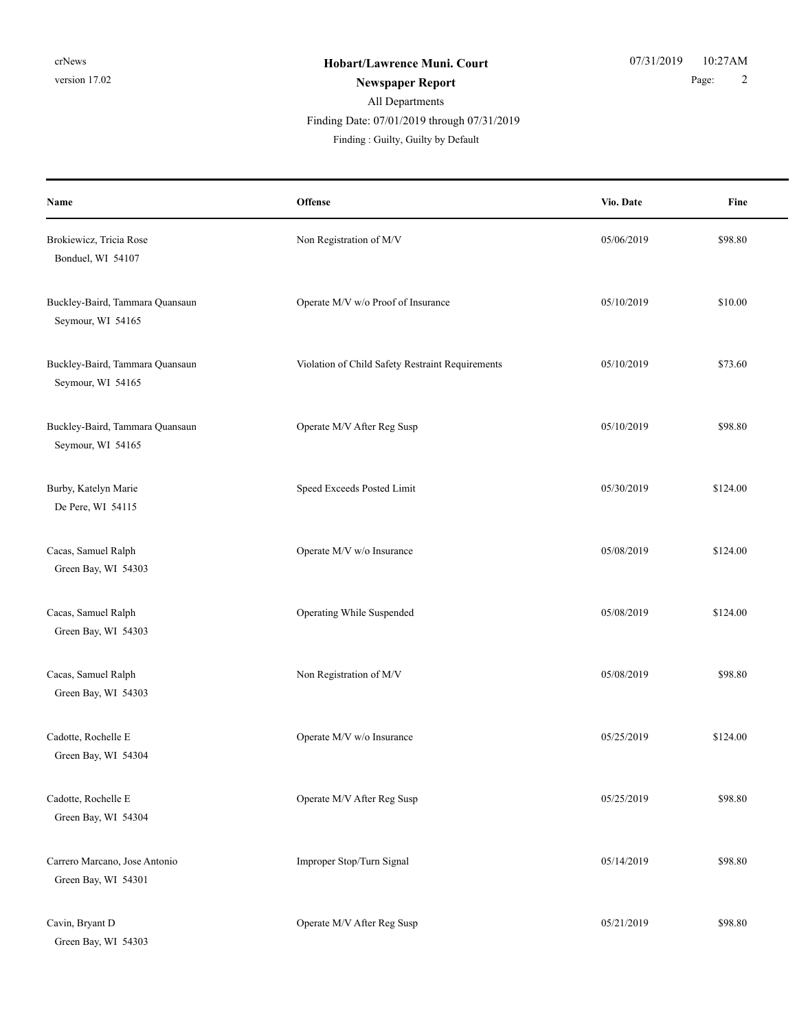**Hobart/Lawrence Muni. Court**

**Newspaper Report**

All Departments

Finding Date: 07/01/2019 through 07/31/2019

Finding : Guilty, Guilty by Default

| Name | Offense | Vio. Date | Fine |
| --- | --- | --- | --- |
| Brokiewicz, Tricia Rose<br>Bonduel, WI 54107 | Non Registration of M/V | 05/06/2019 | $98.80 |
| Buckley-Baird, Tammara Quansaun<br>Seymour, WI 54165 | Operate M/V w/o Proof of Insurance | 05/10/2019 | $10.00 |
| Buckley-Baird, Tammara Quansaun<br>Seymour, WI 54165 | Violation of Child Safety Restraint Requirements | 05/10/2019 | $73.60 |
| Buckley-Baird, Tammara Quansaun<br>Seymour, WI 54165 | Operate M/V After Reg Susp | 05/10/2019 | $98.80 |
| Burby, Katelyn Marie<br>De Pere, WI 54115 | Speed Exceeds Posted Limit | 05/30/2019 | $124.00 |
| Cacas, Samuel Ralph<br>Green Bay, WI 54303 | Operate M/V w/o Insurance | 05/08/2019 | $124.00 |
| Cacas, Samuel Ralph<br>Green Bay, WI 54303 | Operating While Suspended | 05/08/2019 | $124.00 |
| Cacas, Samuel Ralph<br>Green Bay, WI 54303 | Non Registration of M/V | 05/08/2019 | $98.80 |
| Cadotte, Rochelle E<br>Green Bay, WI 54304 | Operate M/V w/o Insurance | 05/25/2019 | $124.00 |
| Cadotte, Rochelle E<br>Green Bay, WI 54304 | Operate M/V After Reg Susp | 05/25/2019 | $98.80 |
| Carrero Marcano, Jose Antonio<br>Green Bay, WI 54301 | Improper Stop/Turn Signal | 05/14/2019 | $98.80 |
| Cavin, Bryant D<br>Green Bay, WI 54303 | Operate M/V After Reg Susp | 05/21/2019 | $98.80 |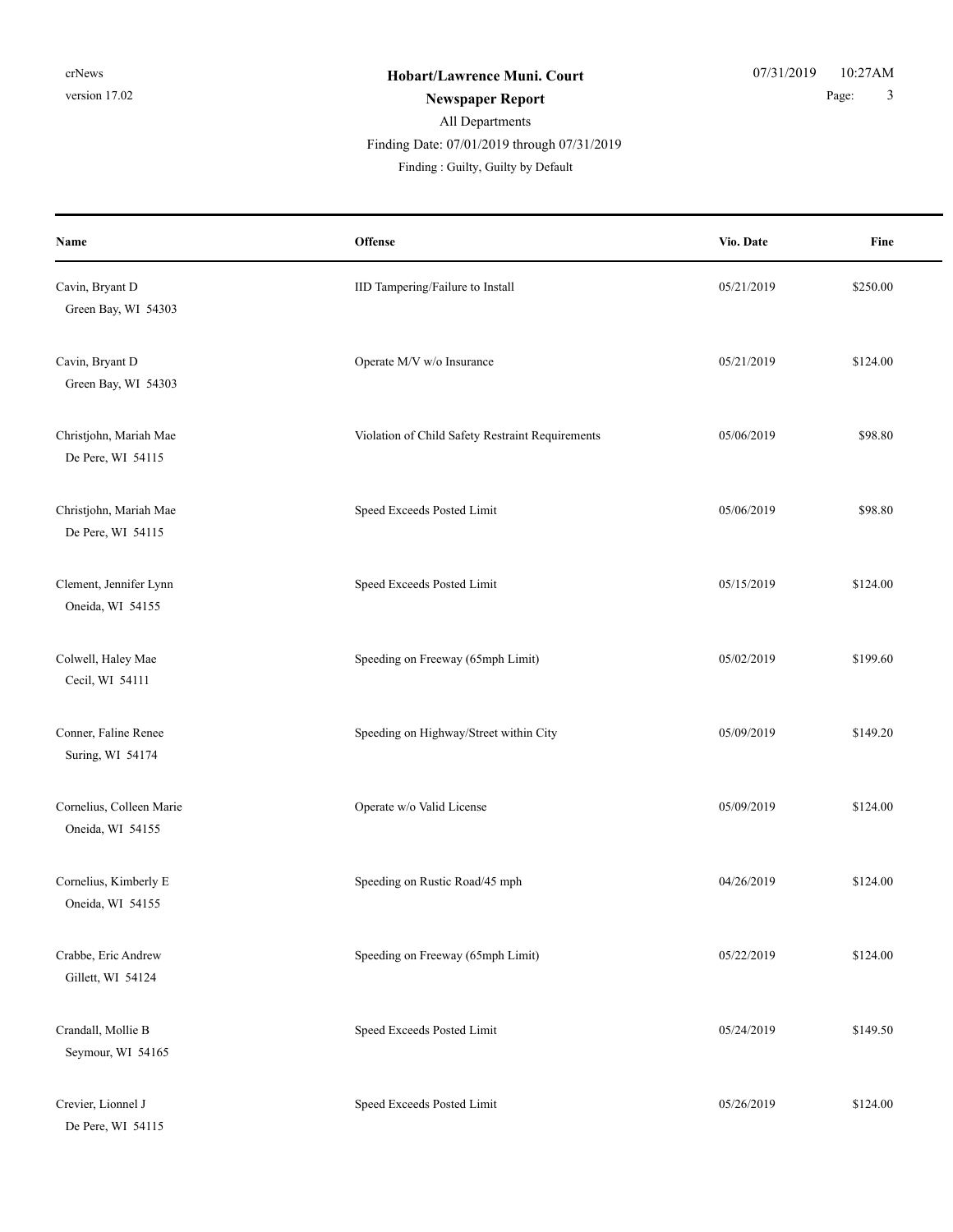**Hobart/Lawrence Muni. Court**

**Newspaper Report**

All Departments

Finding Date: 07/01/2019 through 07/31/2019

Finding : Guilty, Guilty by Default

| Name | Offense | Vio. Date | Fine |
|---|---|---|---|
| Cavin, Bryant D<br>Green Bay, WI 54303 | IID Tampering/Failure to Install | 05/21/2019 | $250.00 |
| Cavin, Bryant D<br>Green Bay, WI 54303 | Operate M/V w/o Insurance | 05/21/2019 | $124.00 |
| Christjohn, Mariah Mae<br>De Pere, WI 54115 | Violation of Child Safety Restraint Requirements | 05/06/2019 | $98.80 |
| Christjohn, Mariah Mae<br>De Pere, WI 54115 | Speed Exceeds Posted Limit | 05/06/2019 | $98.80 |
| Clement, Jennifer Lynn<br>Oneida, WI 54155 | Speed Exceeds Posted Limit | 05/15/2019 | $124.00 |
| Colwell, Haley Mae<br>Cecil, WI 54111 | Speeding on Freeway (65mph Limit) | 05/02/2019 | $199.60 |
| Conner, Faline Renee<br>Suring, WI 54174 | Speeding on Highway/Street within City | 05/09/2019 | $149.20 |
| Cornelius, Colleen Marie<br>Oneida, WI 54155 | Operate w/o Valid License | 05/09/2019 | $124.00 |
| Cornelius, Kimberly E<br>Oneida, WI 54155 | Speeding on Rustic Road/45 mph | 04/26/2019 | $124.00 |
| Crabbe, Eric Andrew<br>Gillett, WI 54124 | Speeding on Freeway (65mph Limit) | 05/22/2019 | $124.00 |
| Crandall, Mollie B<br>Seymour, WI 54165 | Speed Exceeds Posted Limit | 05/24/2019 | $149.50 |
| Crevier, Lionnel J<br>De Pere, WI 54115 | Speed Exceeds Posted Limit | 05/26/2019 | $124.00 |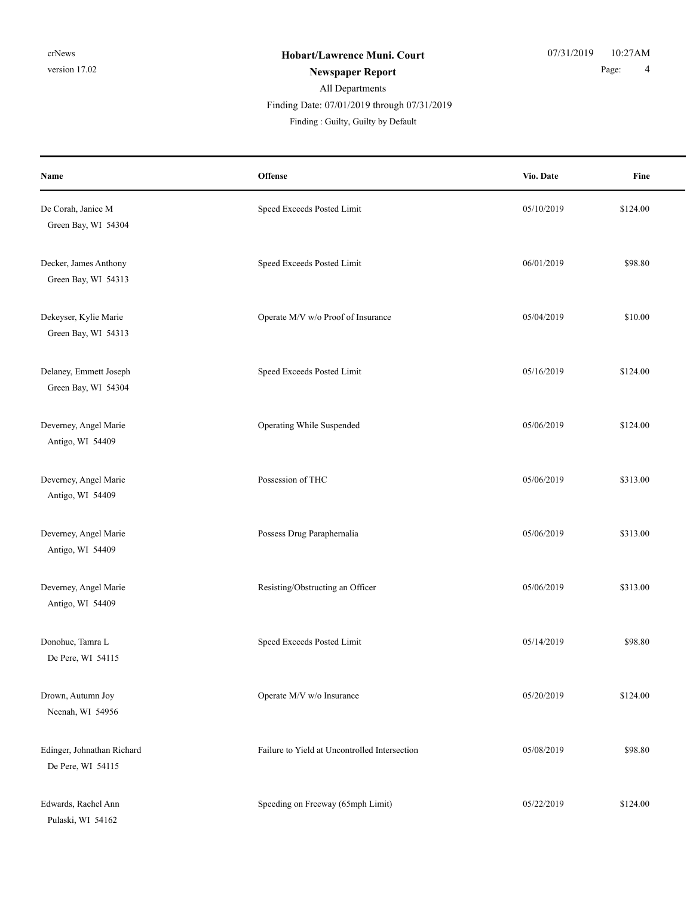**Hobart/Lawrence Muni. Court**

**Newspaper Report**

All Departments

Finding Date: 07/01/2019 through 07/31/2019

Finding : Guilty, Guilty by Default

| Name | Offense | Vio. Date | Fine |
|---|---|---|---|
| De Corah, Janice M<br>Green Bay, WI 54304 | Speed Exceeds Posted Limit | 05/10/2019 | $124.00 |
| Decker, James Anthony<br>Green Bay, WI 54313 | Speed Exceeds Posted Limit | 06/01/2019 | $98.80 |
| Dekeyser, Kylie Marie<br>Green Bay, WI 54313 | Operate M/V w/o Proof of Insurance | 05/04/2019 | $10.00 |
| Delaney, Emmett Joseph<br>Green Bay, WI 54304 | Speed Exceeds Posted Limit | 05/16/2019 | $124.00 |
| Deverney, Angel Marie<br>Antigo, WI 54409 | Operating While Suspended | 05/06/2019 | $124.00 |
| Deverney, Angel Marie<br>Antigo, WI 54409 | Possession of THC | 05/06/2019 | $313.00 |
| Deverney, Angel Marie<br>Antigo, WI 54409 | Possess Drug Paraphernalia | 05/06/2019 | $313.00 |
| Deverney, Angel Marie<br>Antigo, WI 54409 | Resisting/Obstructing an Officer | 05/06/2019 | $313.00 |
| Donohue, Tamra L<br>De Pere, WI 54115 | Speed Exceeds Posted Limit | 05/14/2019 | $98.80 |
| Drown, Autumn Joy<br>Neenah, WI 54956 | Operate M/V w/o Insurance | 05/20/2019 | $124.00 |
| Edinger, Johnathan Richard<br>De Pere, WI 54115 | Failure to Yield at Uncontrolled Intersection | 05/08/2019 | $98.80 |
| Edwards, Rachel Ann<br>Pulaski, WI 54162 | Speeding on Freeway (65mph Limit) | 05/22/2019 | $124.00 |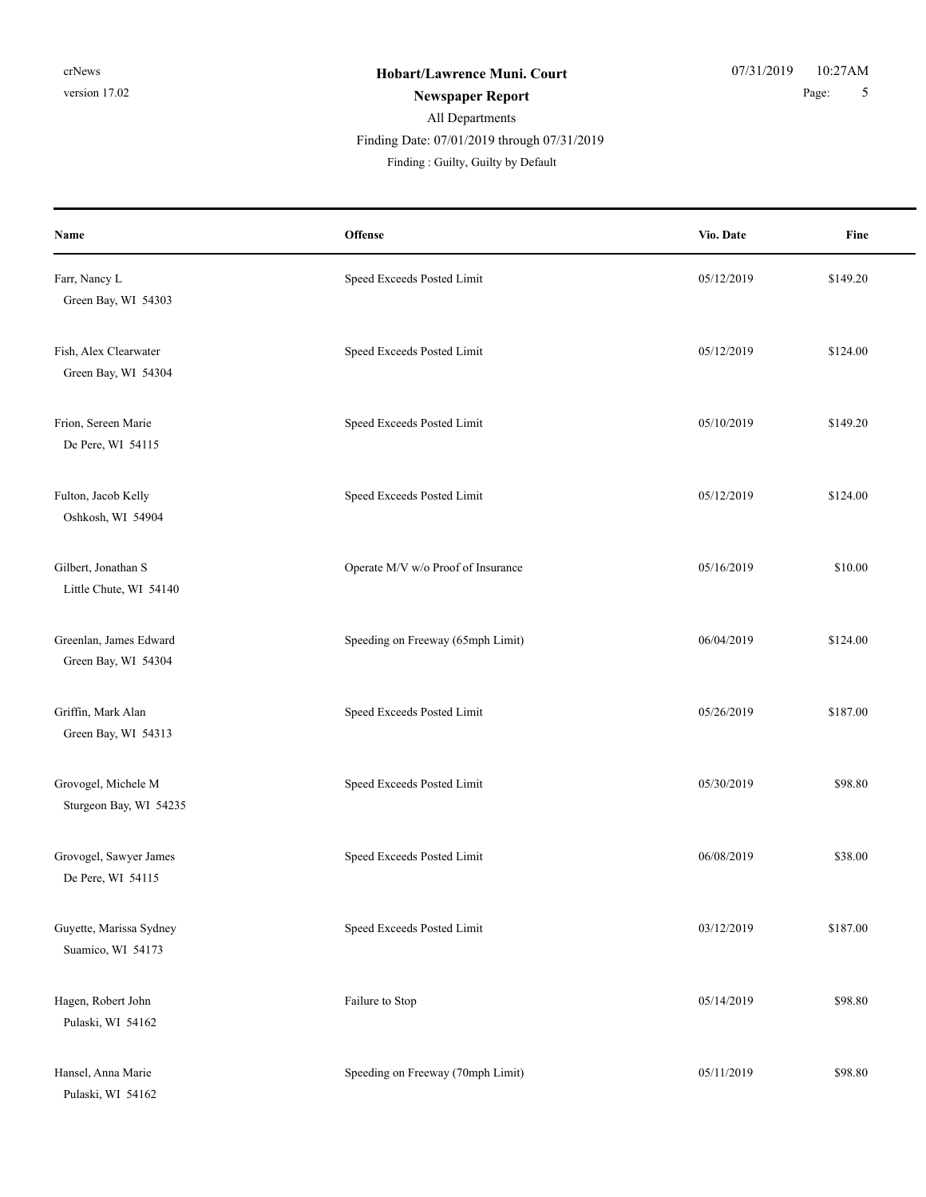**Hobart/Lawrence Muni. Court**

**Newspaper Report**

All Departments

Finding Date: 07/01/2019 through 07/31/2019

Finding : Guilty, Guilty by Default

| Name | Offense | Vio. Date | Fine |
|---|---|---|---|
| Farr, Nancy L<br>Green Bay, WI 54303 | Speed Exceeds Posted Limit | 05/12/2019 | $149.20 |
| Fish, Alex Clearwater<br>Green Bay, WI 54304 | Speed Exceeds Posted Limit | 05/12/2019 | $124.00 |
| Frion, Sereen Marie<br>De Pere, WI 54115 | Speed Exceeds Posted Limit | 05/10/2019 | $149.20 |
| Fulton, Jacob Kelly<br>Oshkosh, WI 54904 | Speed Exceeds Posted Limit | 05/12/2019 | $124.00 |
| Gilbert, Jonathan S<br>Little Chute, WI 54140 | Operate M/V w/o Proof of Insurance | 05/16/2019 | $10.00 |
| Greenlan, James Edward<br>Green Bay, WI 54304 | Speeding on Freeway (65mph Limit) | 06/04/2019 | $124.00 |
| Griffin, Mark Alan<br>Green Bay, WI 54313 | Speed Exceeds Posted Limit | 05/26/2019 | $187.00 |
| Grovogel, Michele M<br>Sturgeon Bay, WI 54235 | Speed Exceeds Posted Limit | 05/30/2019 | $98.80 |
| Grovogel, Sawyer James<br>De Pere, WI 54115 | Speed Exceeds Posted Limit | 06/08/2019 | $38.00 |
| Guyette, Marissa Sydney<br>Suamico, WI 54173 | Speed Exceeds Posted Limit | 03/12/2019 | $187.00 |
| Hagen, Robert John<br>Pulaski, WI 54162 | Failure to Stop | 05/14/2019 | $98.80 |
| Hansel, Anna Marie<br>Pulaski, WI 54162 | Speeding on Freeway (70mph Limit) | 05/11/2019 | $98.80 |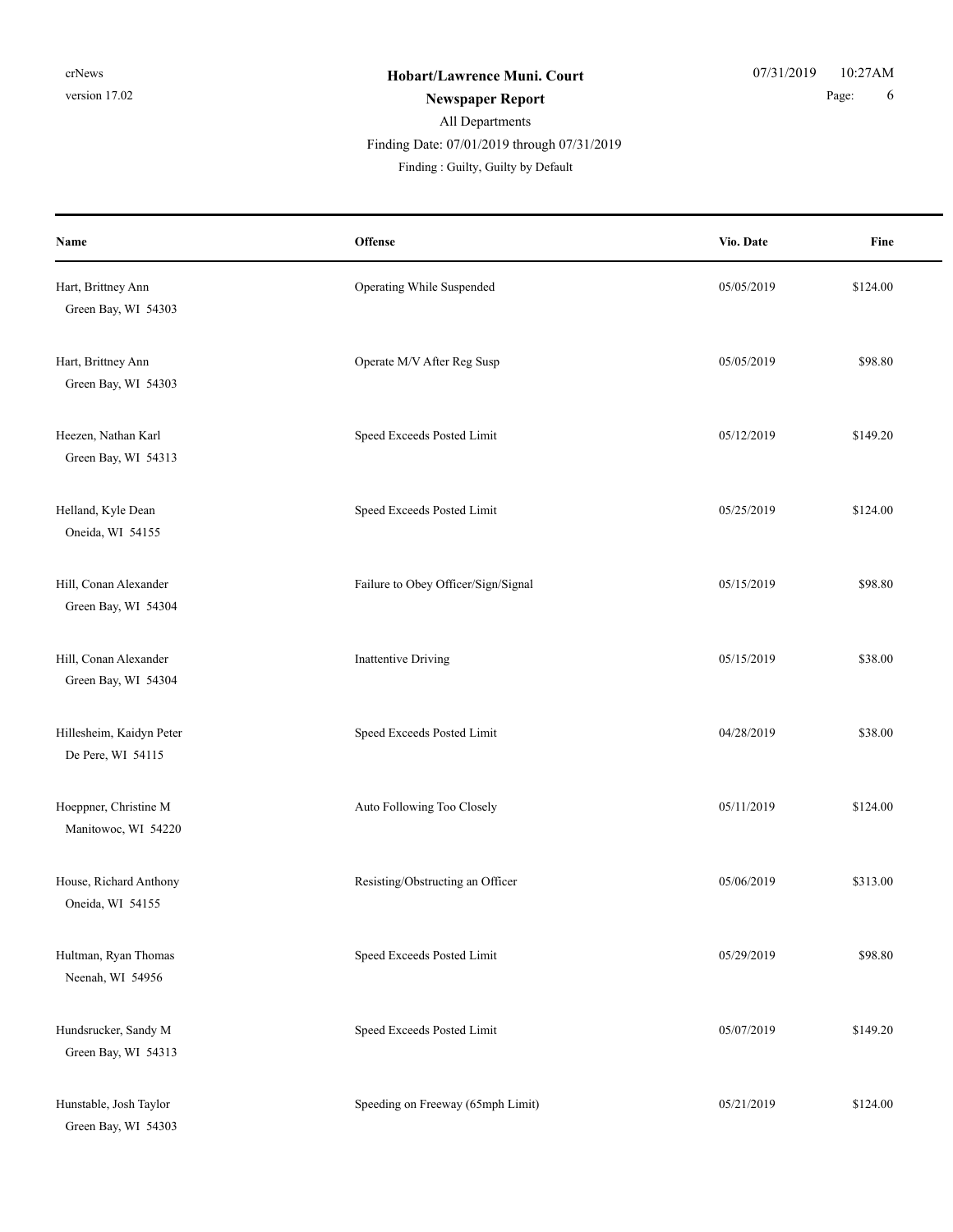crNews
version 17.02

**Hobart/Lawrence Muni. Court**
**Newspaper Report**
All Departments
Finding Date: 07/01/2019 through 07/31/2019
Finding : Guilty, Guilty by Default

07/31/2019 10:27AM

| Name | Offense | Vio. Date | Fine |
|---|---|---|---|
| Hart, Brittney Ann<br>Green Bay, WI 54303 | Operating While Suspended | 05/05/2019 | $124.00 |
| Hart, Brittney Ann<br>Green Bay, WI 54303 | Operate M/V After Reg Susp | 05/05/2019 | $98.80 |
| Heezen, Nathan Karl<br>Green Bay, WI 54313 | Speed Exceeds Posted Limit | 05/12/2019 | $149.20 |
| Helland, Kyle Dean<br>Oneida, WI 54155 | Speed Exceeds Posted Limit | 05/25/2019 | $124.00 |
| Hill, Conan Alexander<br>Green Bay, WI 54304 | Failure to Obey Officer/Sign/Signal | 05/15/2019 | $98.80 |
| Hill, Conan Alexander<br>Green Bay, WI 54304 | Inattentive Driving | 05/15/2019 | $38.00 |
| Hillesheim, Kaidyn Peter<br>De Pere, WI 54115 | Speed Exceeds Posted Limit | 04/28/2019 | $38.00 |
| Hoeppner, Christine M<br>Manitowoc, WI 54220 | Auto Following Too Closely | 05/11/2019 | $124.00 |
| House, Richard Anthony<br>Oneida, WI 54155 | Resisting/Obstructing an Officer | 05/06/2019 | $313.00 |
| Hultman, Ryan Thomas<br>Neenah, WI 54956 | Speed Exceeds Posted Limit | 05/29/2019 | $98.80 |
| Hundsrucker, Sandy M<br>Green Bay, WI 54313 | Speed Exceeds Posted Limit | 05/07/2019 | $149.20 |
| Hunstable, Josh Taylor<br>Green Bay, WI 54303 | Speeding on Freeway (65mph Limit) | 05/21/2019 | $124.00 |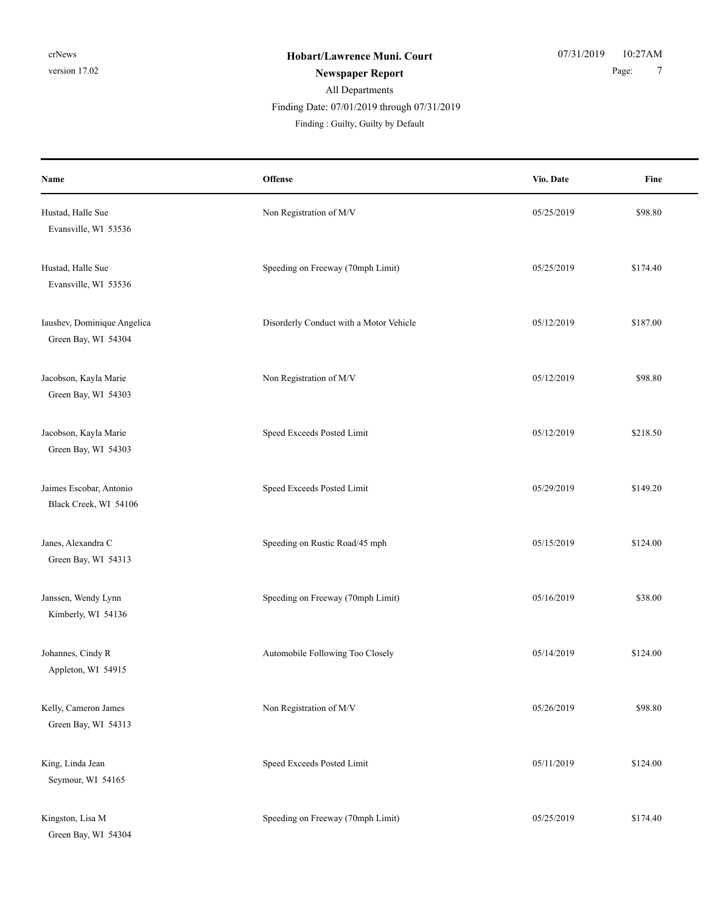**Hobart/Lawrence Muni. Court**

**Newspaper Report**

All Departments

Finding Date: 07/01/2019 through 07/31/2019

Finding : Guilty, Guilty by Default

| Name | Offense | Vio. Date | Fine |
|---|---|---|---|
| Hustad, Halle Sue<br>Evansville, WI 53536 | Non Registration of M/V | 05/25/2019 | $98.80 |
| Hustad, Halle Sue<br>Evansville, WI 53536 | Speeding on Freeway (70mph Limit) | 05/25/2019 | $174.40 |
| Iaushev, Dominique Angelica<br>Green Bay, WI 54304 | Disorderly Conduct with a Motor Vehicle | 05/12/2019 | $187.00 |
| Jacobson, Kayla Marie<br>Green Bay, WI 54303 | Non Registration of M/V | 05/12/2019 | $98.80 |
| Jacobson, Kayla Marie<br>Green Bay, WI 54303 | Speed Exceeds Posted Limit | 05/12/2019 | $218.50 |
| Jaimes Escobar, Antonio<br>Black Creek, WI 54106 | Speed Exceeds Posted Limit | 05/29/2019 | $149.20 |
| Janes, Alexandra C<br>Green Bay, WI 54313 | Speeding on Rustic Road/45 mph | 05/15/2019 | $124.00 |
| Janssen, Wendy Lynn<br>Kimberly, WI 54136 | Speeding on Freeway (70mph Limit) | 05/16/2019 | $38.00 |
| Johannes, Cindy R<br>Appleton, WI 54915 | Automobile Following Too Closely | 05/14/2019 | $124.00 |
| Kelly, Cameron James<br>Green Bay, WI 54313 | Non Registration of M/V | 05/26/2019 | $98.80 |
| King, Linda Jean<br>Seymour, WI 54165 | Speed Exceeds Posted Limit | 05/11/2019 | $124.00 |
| Kingston, Lisa M<br>Green Bay, WI 54304 | Speeding on Freeway (70mph Limit) | 05/25/2019 | $174.40 |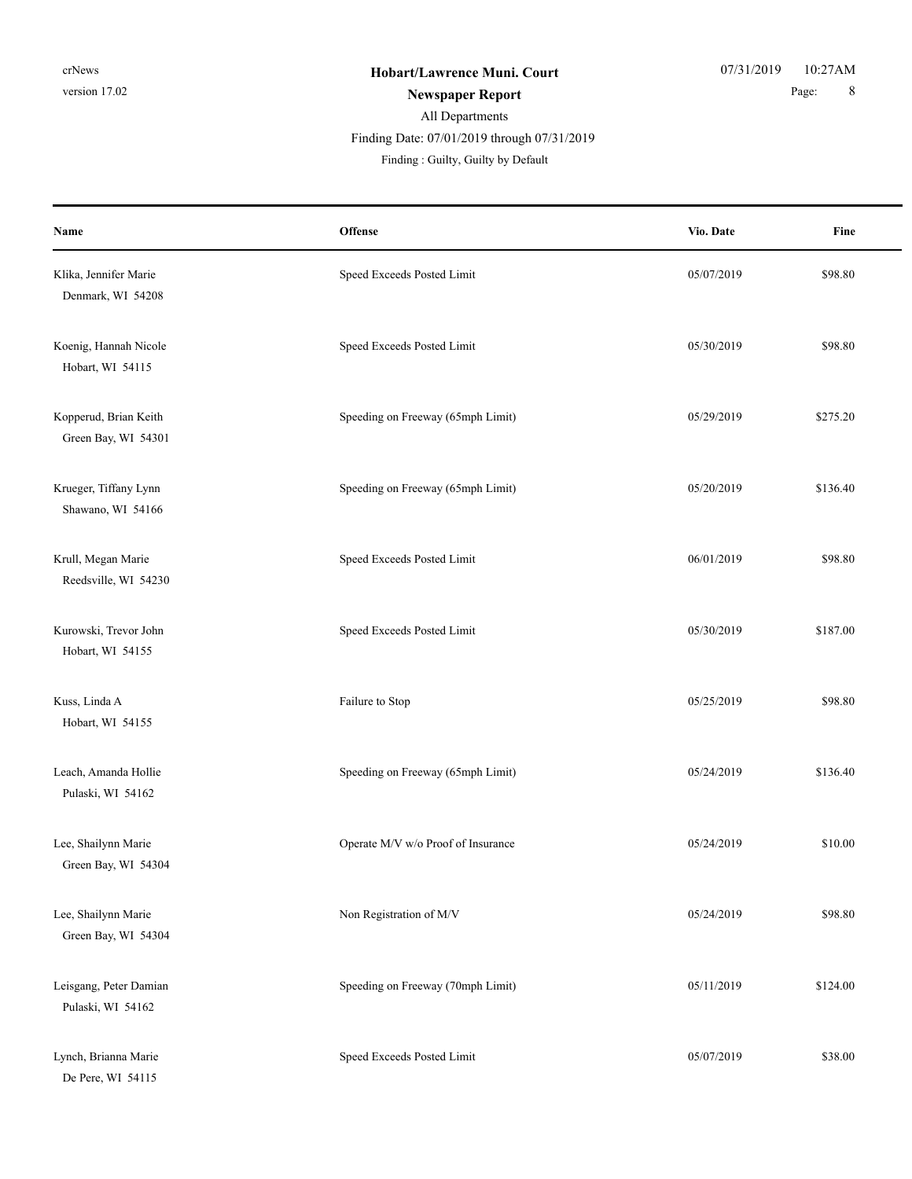| Name | Offense | Vio. Date | Fine |
|---|---|---|---|
| Klika, Jennifer Marie<br>Denmark, WI 54208 | Speed Exceeds Posted Limit | 05/07/2019 | $98.80 |
| Koenig, Hannah Nicole<br>Hobart, WI 54115 | Speed Exceeds Posted Limit | 05/30/2019 | $98.80 |
| Kopperud, Brian Keith<br>Green Bay, WI 54301 | Speeding on Freeway (65mph Limit) | 05/29/2019 | $275.20 |
| Krueger, Tiffany Lynn<br>Shawano, WI 54166 | Speeding on Freeway (65mph Limit) | 05/20/2019 | $136.40 |
| Krull, Megan Marie<br>Reedsville, WI 54230 | Speed Exceeds Posted Limit | 06/01/2019 | $98.80 |
| Kurowski, Trevor John<br>Hobart, WI 54155 | Speed Exceeds Posted Limit | 05/30/2019 | $187.00 |
| Kuss, Linda A<br>Hobart, WI 54155 | Failure to Stop | 05/25/2019 | $98.80 |
| Leach, Amanda Hollie<br>Pulaski, WI 54162 | Speeding on Freeway (65mph Limit) | 05/24/2019 | $136.40 |
| Lee, Shailynn Marie<br>Green Bay, WI 54304 | Operate M/V w/o Proof of Insurance | 05/24/2019 | $10.00 |
| Lee, Shailynn Marie<br>Green Bay, WI 54304 | Non Registration of M/V | 05/24/2019 | $98.80 |
| Leisgang, Peter Damian<br>Pulaski, WI 54162 | Speeding on Freeway (70mph Limit) | 05/11/2019 | $124.00 |
| Lynch, Brianna Marie<br>De Pere, WI 54115 | Speed Exceeds Posted Limit | 05/07/2019 | $38.00 |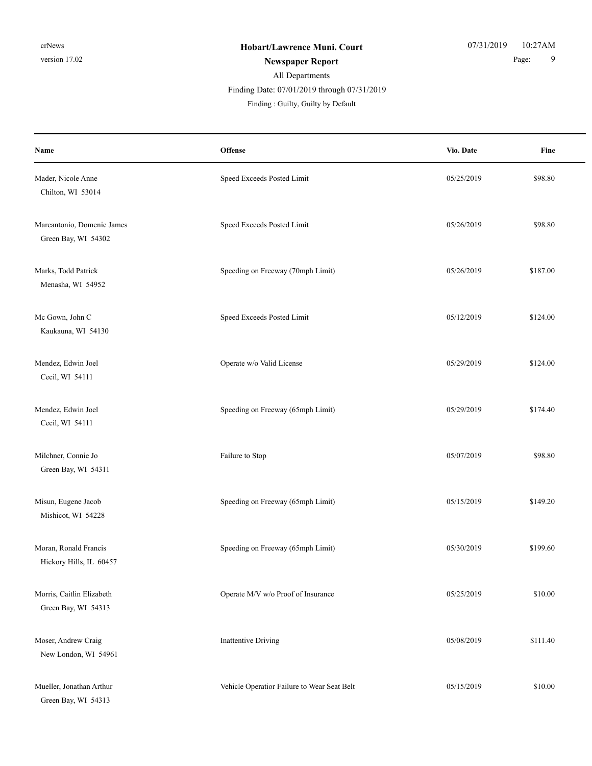**Hobart/Lawrence Muni. Court**

**Newspaper Report**

All Departments

Finding Date: 07/01/2019 through 07/31/2019

Finding : Guilty, Guilty by Default

| Name | Offense | Vio. Date | Fine |
|---|---|---|---|
| Mader, Nicole Anne<br>Chilton, WI 53014 | Speed Exceeds Posted Limit | 05/25/2019 | $98.80 |
| Marcantonio, Domenic James<br>Green Bay, WI 54302 | Speed Exceeds Posted Limit | 05/26/2019 | $98.80 |
| Marks, Todd Patrick<br>Menasha, WI 54952 | Speeding on Freeway (70mph Limit) | 05/26/2019 | $187.00 |
| Mc Gown, John C<br>Kaukauna, WI 54130 | Speed Exceeds Posted Limit | 05/12/2019 | $124.00 |
| Mendez, Edwin Joel<br>Cecil, WI 54111 | Operate w/o Valid License | 05/29/2019 | $124.00 |
| Mendez, Edwin Joel<br>Cecil, WI 54111 | Speeding on Freeway (65mph Limit) | 05/29/2019 | $174.40 |
| Milchner, Connie Jo<br>Green Bay, WI 54311 | Failure to Stop | 05/07/2019 | $98.80 |
| Misun, Eugene Jacob<br>Mishicot, WI 54228 | Speeding on Freeway (65mph Limit) | 05/15/2019 | $149.20 |
| Moran, Ronald Francis<br>Hickory Hills, IL 60457 | Speeding on Freeway (65mph Limit) | 05/30/2019 | $199.60 |
| Morris, Caitlin Elizabeth<br>Green Bay, WI 54313 | Operate M/V w/o Proof of Insurance | 05/25/2019 | $10.00 |
| Moser, Andrew Craig<br>New London, WI 54961 | Inattentive Driving | 05/08/2019 | $111.40 |
| Mueller, Jonathan Arthur<br>Green Bay, WI 54313 | Vehicle Operatior Failure to Wear Seat Belt | 05/15/2019 | $10.00 |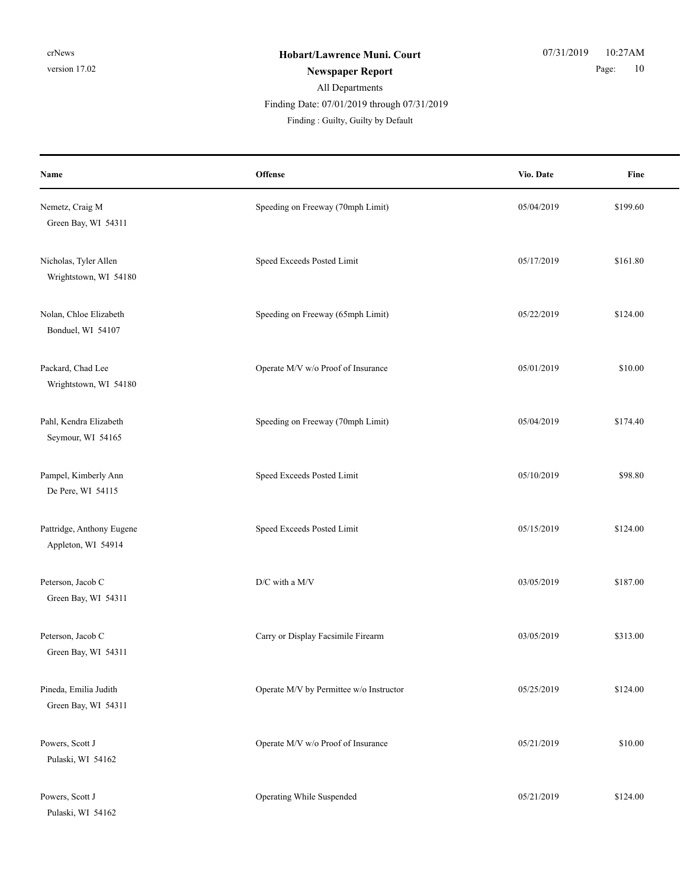**Hobart/Lawrence Muni. Court**

**Newspaper Report**

All Departments

Finding Date: 07/01/2019 through 07/31/2019

Finding : Guilty, Guilty by Default

| Name | Offense | Vio. Date | Fine |
|---|---|---|---|
| Nemetz, Craig M<br>Green Bay, WI 54311 | Speeding on Freeway (70mph Limit) | 05/04/2019 | $199.60 |
| Nicholas, Tyler Allen<br>Wrightstown, WI 54180 | Speed Exceeds Posted Limit | 05/17/2019 | $161.80 |
| Nolan, Chloe Elizabeth<br>Bonduel, WI 54107 | Speeding on Freeway (65mph Limit) | 05/22/2019 | $124.00 |
| Packard, Chad Lee<br>Wrightstown, WI 54180 | Operate M/V w/o Proof of Insurance | 05/01/2019 | $10.00 |
| Pahl, Kendra Elizabeth<br>Seymour, WI 54165 | Speeding on Freeway (70mph Limit) | 05/04/2019 | $174.40 |
| Pampel, Kimberly Ann<br>De Pere, WI 54115 | Speed Exceeds Posted Limit | 05/10/2019 | $98.80 |
| Pattridge, Anthony Eugene<br>Appleton, WI 54914 | Speed Exceeds Posted Limit | 05/15/2019 | $124.00 |
| Peterson, Jacob C<br>Green Bay, WI 54311 | D/C with a M/V | 03/05/2019 | $187.00 |
| Peterson, Jacob C<br>Green Bay, WI 54311 | Carry or Display Facsimile Firearm | 03/05/2019 | $313.00 |
| Pineda, Emilia Judith<br>Green Bay, WI 54311 | Operate M/V by Permittee w/o Instructor | 05/25/2019 | $124.00 |
| Powers, Scott J<br>Pulaski, WI 54162 | Operate M/V w/o Proof of Insurance | 05/21/2019 | $10.00 |
| Powers, Scott J<br>Pulaski, WI 54162 | Operating While Suspended | 05/21/2019 | $124.00 |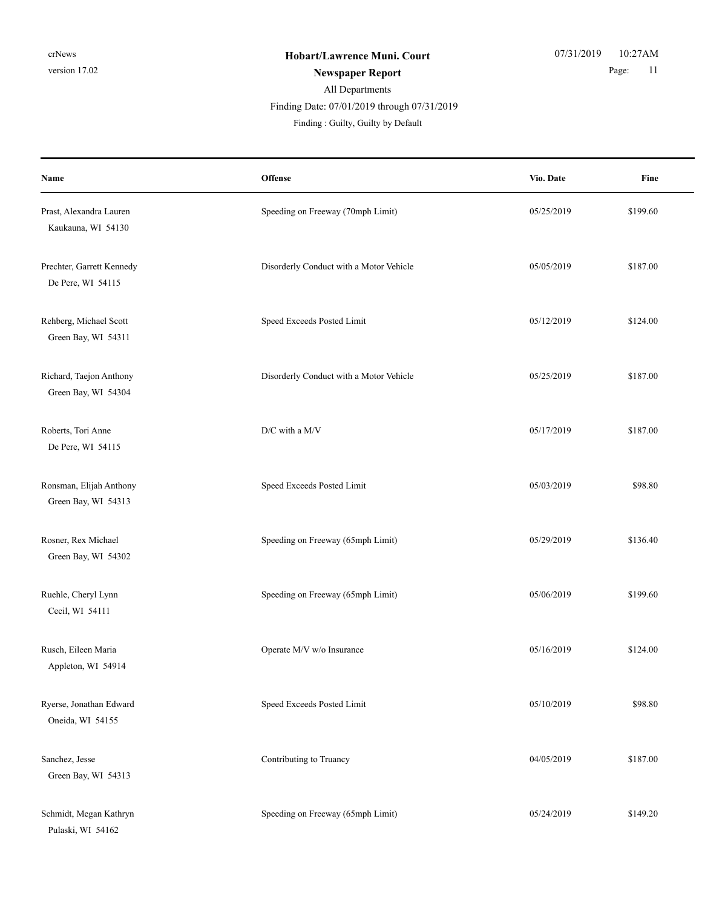**Hobart/Lawrence Muni. Court**

**Newspaper Report**

All Departments

Finding Date: 07/01/2019 through 07/31/2019

Finding : Guilty, Guilty by Default

| Name | Offense | Vio. Date | Fine |
|---|---|---|---|
| Prast, Alexandra Lauren<br>Kaukauna, WI 54130 | Speeding on Freeway (70mph Limit) | 05/25/2019 | $199.60 |
| Prechter, Garrett Kennedy<br>De Pere, WI 54115 | Disorderly Conduct with a Motor Vehicle | 05/05/2019 | $187.00 |
| Rehberg, Michael Scott<br>Green Bay, WI 54311 | Speed Exceeds Posted Limit | 05/12/2019 | $124.00 |
| Richard, Taejon Anthony<br>Green Bay, WI 54304 | Disorderly Conduct with a Motor Vehicle | 05/25/2019 | $187.00 |
| Roberts, Tori Anne<br>De Pere, WI 54115 | D/C with a M/V | 05/17/2019 | $187.00 |
| Ronsman, Elijah Anthony<br>Green Bay, WI 54313 | Speed Exceeds Posted Limit | 05/03/2019 | $98.80 |
| Rosner, Rex Michael<br>Green Bay, WI 54302 | Speeding on Freeway (65mph Limit) | 05/29/2019 | $136.40 |
| Ruehle, Cheryl Lynn<br>Cecil, WI 54111 | Speeding on Freeway (65mph Limit) | 05/06/2019 | $199.60 |
| Rusch, Eileen Maria<br>Appleton, WI 54914 | Operate M/V w/o Insurance | 05/16/2019 | $124.00 |
| Ryerse, Jonathan Edward<br>Oneida, WI 54155 | Speed Exceeds Posted Limit | 05/10/2019 | $98.80 |
| Sanchez, Jesse<br>Green Bay, WI 54313 | Contributing to Truancy | 04/05/2019 | $187.00 |
| Schmidt, Megan Kathryn<br>Pulaski, WI 54162 | Speeding on Freeway (65mph Limit) | 05/24/2019 | $149.20 |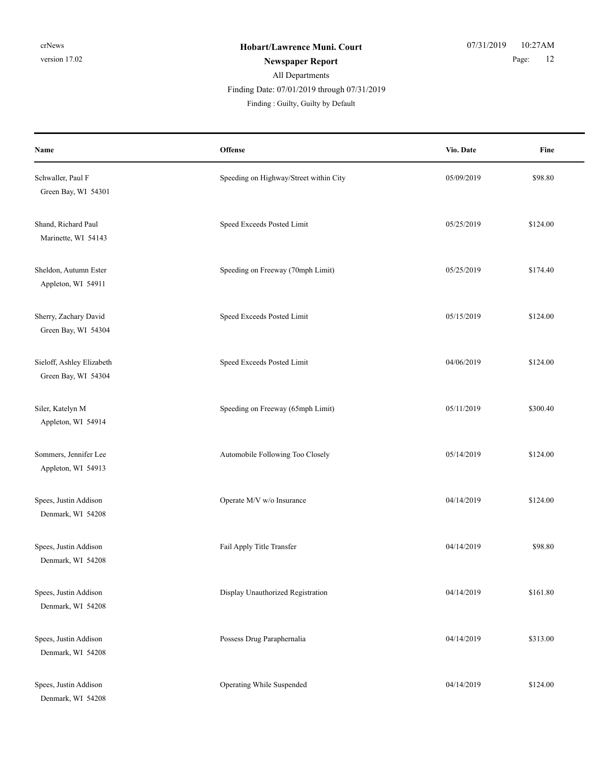| Name | Offense | Vio. Date | Fine |
|---|---|---|---|
| Schwaller, Paul F<br>Green Bay, WI 54301 | Speeding on Highway/Street within City | 05/09/2019 | $98.80 |
| Shand, Richard Paul<br>Marinette, WI 54143 | Speed Exceeds Posted Limit | 05/25/2019 | $124.00 |
| Sheldon, Autumn Ester<br>Appleton, WI 54911 | Speeding on Freeway (70mph Limit) | 05/25/2019 | $174.40 |
| Sherry, Zachary David<br>Green Bay, WI 54304 | Speed Exceeds Posted Limit | 05/15/2019 | $124.00 |
| Sieloff, Ashley Elizabeth<br>Green Bay, WI 54304 | Speed Exceeds Posted Limit | 04/06/2019 | $124.00 |
| Siler, Katelyn M<br>Appleton, WI 54914 | Speeding on Freeway (65mph Limit) | 05/11/2019 | $300.40 |
| Sommers, Jennifer Lee<br>Appleton, WI 54913 | Automobile Following Too Closely | 05/14/2019 | $124.00 |
| Spees, Justin Addison<br>Denmark, WI 54208 | Operate M/V w/o Insurance | 04/14/2019 | $124.00 |
| Spees, Justin Addison<br>Denmark, WI 54208 | Fail Apply Title Transfer | 04/14/2019 | $98.80 |
| Spees, Justin Addison<br>Denmark, WI 54208 | Display Unauthorized Registration | 04/14/2019 | $161.80 |
| Spees, Justin Addison<br>Denmark, WI 54208 | Possess Drug Paraphernalia | 04/14/2019 | $313.00 |
| Spees, Justin Addison<br>Denmark, WI 54208 | Operating While Suspended | 04/14/2019 | $124.00 |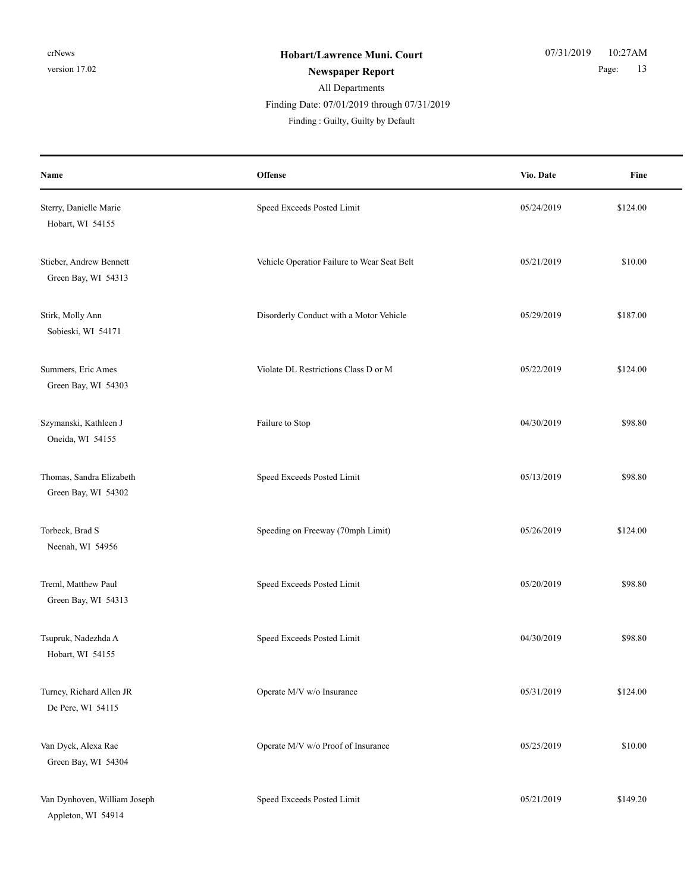**Hobart/Lawrence Muni. Court**

**Newspaper Report**

All Departments

Finding Date: 07/01/2019 through 07/31/2019

Finding : Guilty, Guilty by Default

| Name | Offense | Vio. Date | Fine |
|---|---|---|---|
| Sterry, Danielle Marie<br>Hobart, WI 54155 | Speed Exceeds Posted Limit | 05/24/2019 | $124.00 |
| Stieber, Andrew Bennett<br>Green Bay, WI 54313 | Vehicle Operatior Failure to Wear Seat Belt | 05/21/2019 | $10.00 |
| Stirk, Molly Ann<br>Sobieski, WI 54171 | Disorderly Conduct with a Motor Vehicle | 05/29/2019 | $187.00 |
| Summers, Eric Ames<br>Green Bay, WI 54303 | Violate DL Restrictions Class D or M | 05/22/2019 | $124.00 |
| Szymanski, Kathleen J<br>Oneida, WI 54155 | Failure to Stop | 04/30/2019 | $98.80 |
| Thomas, Sandra Elizabeth<br>Green Bay, WI 54302 | Speed Exceeds Posted Limit | 05/13/2019 | $98.80 |
| Torbeck, Brad S<br>Neenah, WI 54956 | Speeding on Freeway (70mph Limit) | 05/26/2019 | $124.00 |
| Treml, Matthew Paul<br>Green Bay, WI 54313 | Speed Exceeds Posted Limit | 05/20/2019 | $98.80 |
| Tsupruk, Nadezhda A<br>Hobart, WI 54155 | Speed Exceeds Posted Limit | 04/30/2019 | $98.80 |
| Turney, Richard Allen JR<br>De Pere, WI 54115 | Operate M/V w/o Insurance | 05/31/2019 | $124.00 |
| Van Dyck, Alexa Rae<br>Green Bay, WI 54304 | Operate M/V w/o Proof of Insurance | 05/25/2019 | $10.00 |
| Van Dynhoven, William Joseph<br>Appleton, WI 54914 | Speed Exceeds Posted Limit | 05/21/2019 | $149.20 |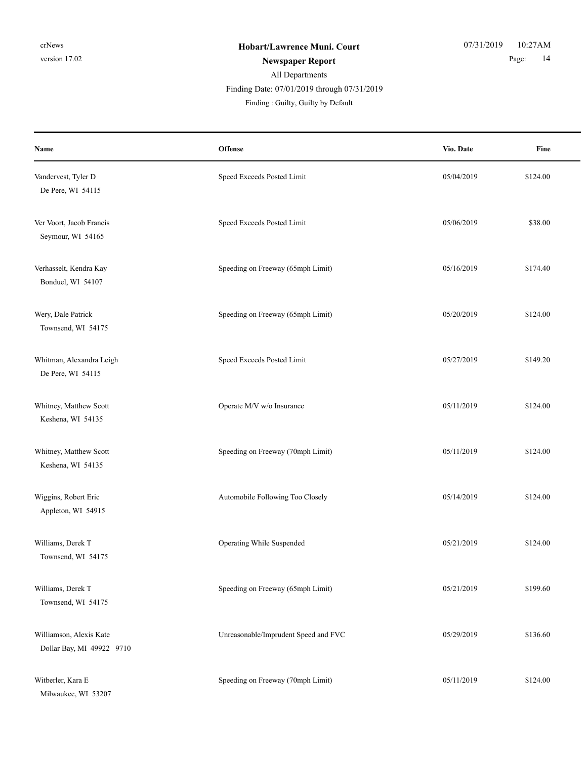**Hobart/Lawrence Muni. Court**

**Newspaper Report**

All Departments

Finding Date: 07/01/2019 through 07/31/2019

Finding : Guilty, Guilty by Default

| Name | Offense | Vio. Date | Fine |
|---|---|---|---|
| Vandervest, Tyler D<br>De Pere, WI 54115 | Speed Exceeds Posted Limit | 05/04/2019 | $124.00 |
| Ver Voort, Jacob Francis<br>Seymour, WI 54165 | Speed Exceeds Posted Limit | 05/06/2019 | $38.00 |
| Verhasselt, Kendra Kay<br>Bonduel, WI 54107 | Speeding on Freeway (65mph Limit) | 05/16/2019 | $174.40 |
| Wery, Dale Patrick<br>Townsend, WI 54175 | Speeding on Freeway (65mph Limit) | 05/20/2019 | $124.00 |
| Whitman, Alexandra Leigh<br>De Pere, WI 54115 | Speed Exceeds Posted Limit | 05/27/2019 | $149.20 |
| Whitney, Matthew Scott<br>Keshena, WI 54135 | Operate M/V w/o Insurance | 05/11/2019 | $124.00 |
| Whitney, Matthew Scott<br>Keshena, WI 54135 | Speeding on Freeway (70mph Limit) | 05/11/2019 | $124.00 |
| Wiggins, Robert Eric<br>Appleton, WI 54915 | Automobile Following Too Closely | 05/14/2019 | $124.00 |
| Williams, Derek T<br>Townsend, WI 54175 | Operating While Suspended | 05/21/2019 | $124.00 |
| Williams, Derek T<br>Townsend, WI 54175 | Speeding on Freeway (65mph Limit) | 05/21/2019 | $199.60 |
| Williamson, Alexis Kate<br>Dollar Bay, MI 49922 9710 | Unreasonable/Imprudent Speed and FVC | 05/29/2019 | $136.60 |
| Witberler, Kara E<br>Milwaukee, WI 53207 | Speeding on Freeway (70mph Limit) | 05/11/2019 | $124.00 |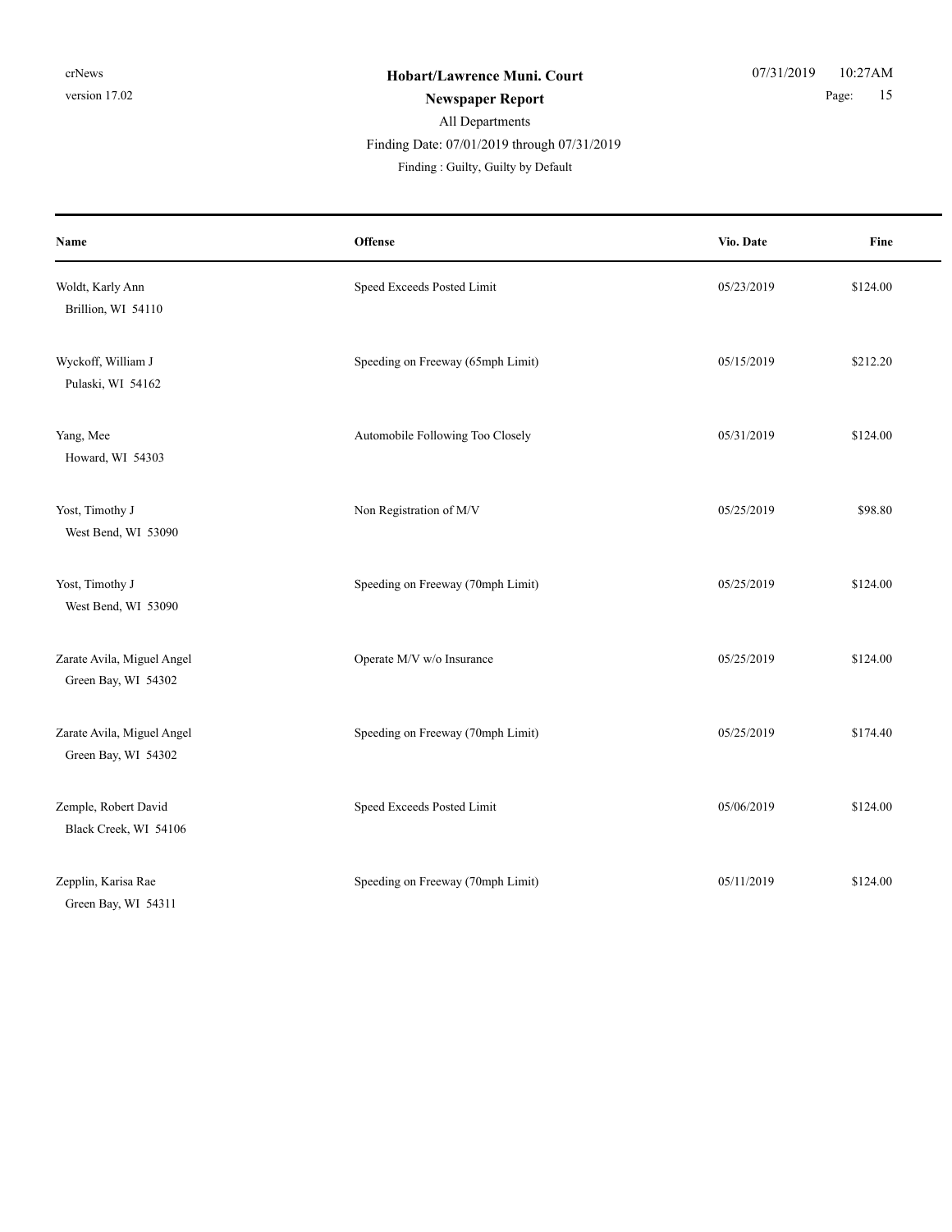| Name | Offense | Vio. Date | Fine |
|---|---|---|---|
| Woldt, Karly Ann<br>Brillion, WI 54110 | Speed Exceeds Posted Limit | 05/23/2019 | $124.00 |
| Wyckoff, William J<br>Pulaski, WI 54162 | Speeding on Freeway (65mph Limit) | 05/15/2019 | $212.20 |
| Yang, Mee<br>Howard, WI 54303 | Automobile Following Too Closely | 05/31/2019 | $124.00 |
| Yost, Timothy J<br>West Bend, WI 53090 | Non Registration of M/V | 05/25/2019 | $98.80 |
| Yost, Timothy J<br>West Bend, WI 53090 | Speeding on Freeway (70mph Limit) | 05/25/2019 | $124.00 |
| Zarate Avila, Miguel Angel<br>Green Bay, WI 54302 | Operate M/V w/o Insurance | 05/25/2019 | $124.00 |
| Zarate Avila, Miguel Angel<br>Green Bay, WI 54302 | Speeding on Freeway (70mph Limit) | 05/25/2019 | $174.40 |
| Zemple, Robert David<br>Black Creek, WI 54106 | Speed Exceeds Posted Limit | 05/06/2019 | $124.00 |
| Zepplin, Karisa Rae<br>Green Bay, WI 54311 | Speeding on Freeway (70mph Limit) | 05/11/2019 | $124.00 |